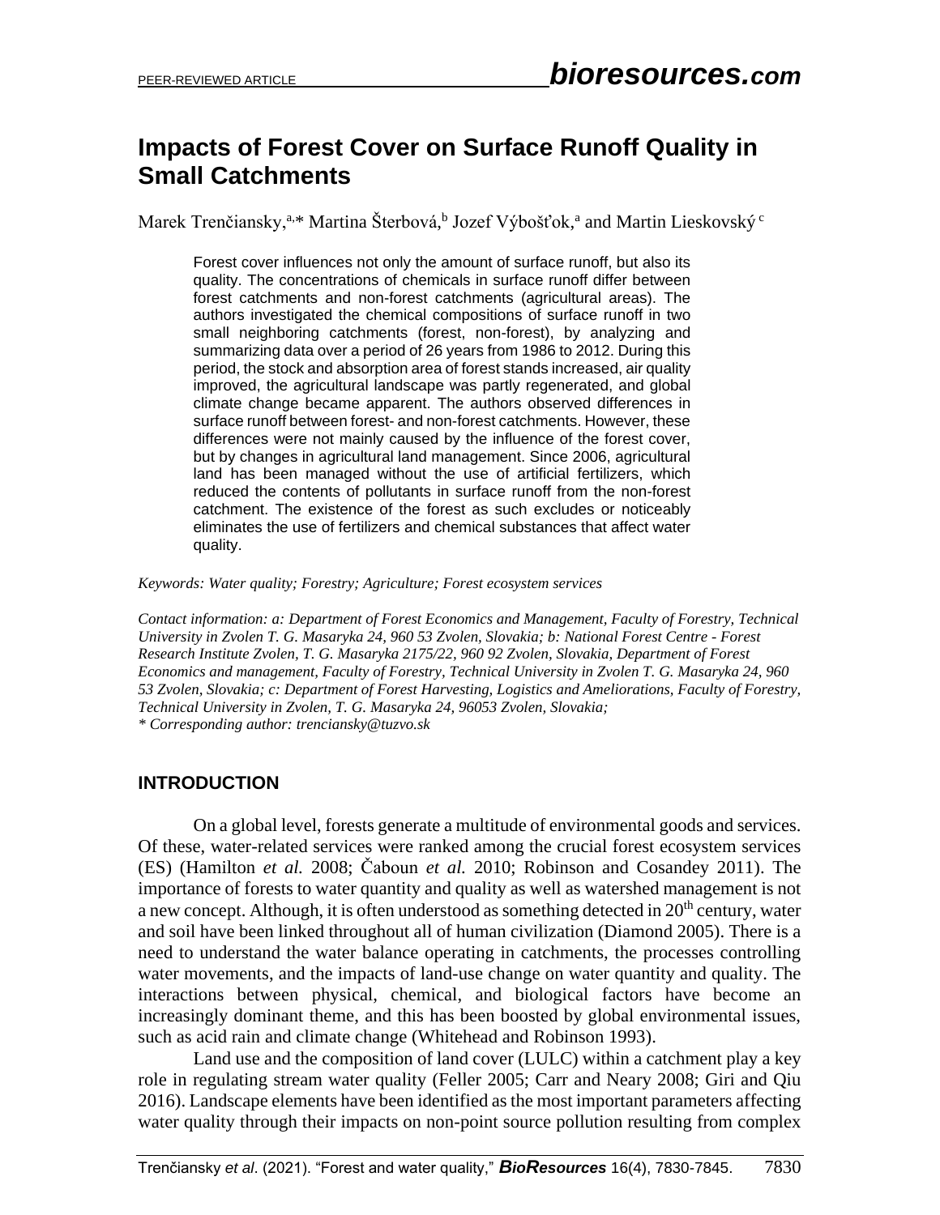# Impacts of Forest Cover on Surface Runoff Quality in Small Catchments

Marek Trenčiansky,[a,]* Martina Šterbová,[b] Jozef Výbošťok,[a] and Martin Lieskovský [c]

Forest cover influences not only the amount of surface runoff, but also its quality. The concentrations of chemicals in surface runoff differ between forest catchments and non-forest catchments (agricultural areas). The authors investigated the chemical compositions of surface runoff in two small neighboring catchments (forest, non-forest), by analyzing and summarizing data over a period of 26 years from 1986 to 2012. During this period, the stock and absorption area of forest stands increased, air quality improved, the agricultural landscape was partly regenerated, and global climate change became apparent. The authors observed differences in surface runoff between forest- and non-forest catchments. However, these differences were not mainly caused by the influence of the forest cover, but by changes in agricultural land management. Since 2006, agricultural land has been managed without the use of artificial fertilizers, which reduced the contents of pollutants in surface runoff from the non-forest catchment. The existence of the forest as such excludes or noticeably eliminates the use of fertilizers and chemical substances that affect water quality.

*Keywords: Water quality; Forestry; Agriculture; Forest ecosystem services*

*Contact information: a: Department of Forest Economics and Management, Faculty of Forestry, Technical University in Zvolen T. G. Masaryka 24, 960 53 Zvolen, Slovakia; b: National Forest Centre - Forest Research Institute Zvolen, T. G. Masaryka 2175/22, 960 92 Zvolen, Slovakia, Department of Forest Economics and management, Faculty of Forestry, Technical University in Zvolen T. G. Masaryka 24, 960 53 Zvolen, Slovakia; c: Department of Forest Harvesting, Logistics and Ameliorations, Faculty of Forestry, Technical University in Zvolen, T. G. Masaryka 24, 96053 Zvolen, Slovakia;*
*\* Corresponding author: trenciansky@tuzvo.sk*

## INTRODUCTION

On a global level, forests generate a multitude of environmental goods and services. Of these, water-related services were ranked among the crucial forest ecosystem services (ES) (Hamilton *et al.* 2008; Čaboun *et al.* 2010; Robinson and Cosandey 2011). The importance of forests to water quantity and quality as well as watershed management is not a new concept. Although, it is often understood as something detected in 20th century, water and soil have been linked throughout all of human civilization (Diamond 2005). There is a need to understand the water balance operating in catchments, the processes controlling water movements, and the impacts of land-use change on water quantity and quality. The interactions between physical, chemical, and biological factors have become an increasingly dominant theme, and this has been boosted by global environmental issues, such as acid rain and climate change (Whitehead and Robinson 1993).

Land use and the composition of land cover (LULC) within a catchment play a key role in regulating stream water quality (Feller 2005; Carr and Neary 2008; Giri and Qiu 2016). Landscape elements have been identified as the most important parameters affecting water quality through their impacts on non-point source pollution resulting from complex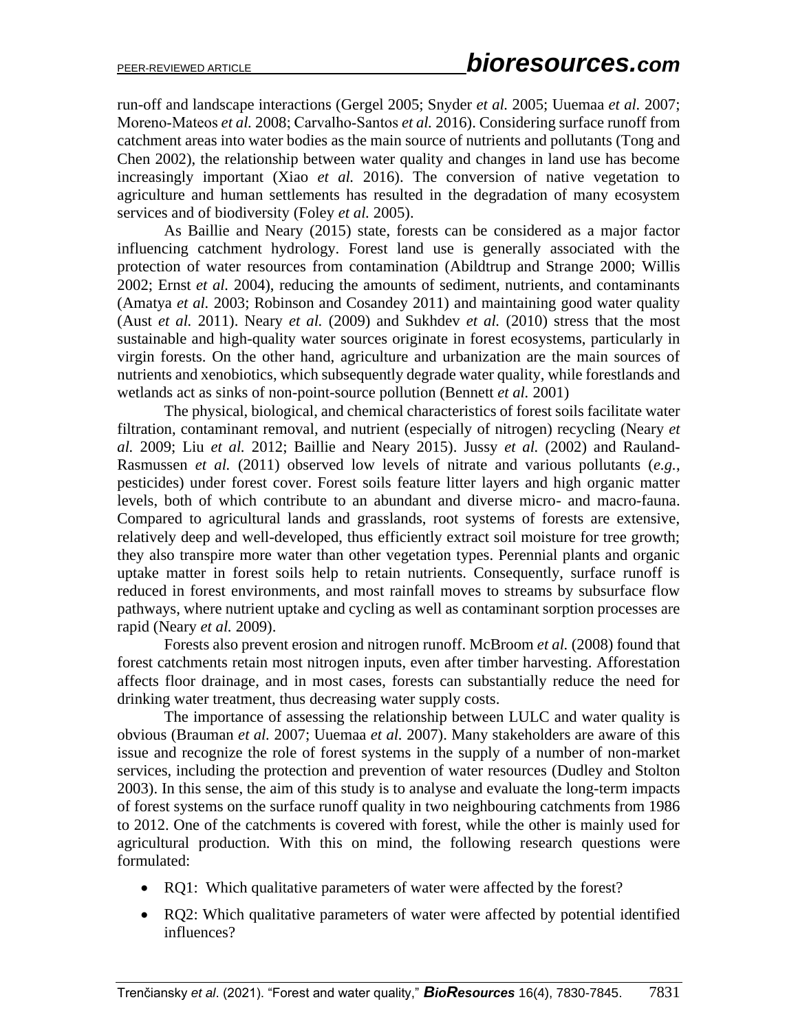run-off and landscape interactions (Gergel 2005; Snyder *et al.* 2005; Uuemaa *et al.* 2007; Moreno-Mateos *et al.* 2008; Carvalho-Santos *et al.* 2016). Considering surface runoff from catchment areas into water bodies as the main source of nutrients and pollutants (Tong and Chen 2002), the relationship between water quality and changes in land use has become increasingly important (Xiao *et al.* 2016). The conversion of native vegetation to agriculture and human settlements has resulted in the degradation of many ecosystem services and of biodiversity (Foley *et al.* 2005).

As Baillie and Neary (2015) state, forests can be considered as a major factor influencing catchment hydrology. Forest land use is generally associated with the protection of water resources from contamination (Abildtrup and Strange 2000; Willis 2002; Ernst *et al.* 2004), reducing the amounts of sediment, nutrients, and contaminants (Amatya *et al.* 2003; Robinson and Cosandey 2011) and maintaining good water quality (Aust *et al.* 2011). Neary *et al.* (2009) and Sukhdev *et al.* (2010) stress that the most sustainable and high-quality water sources originate in forest ecosystems, particularly in virgin forests. On the other hand, agriculture and urbanization are the main sources of nutrients and xenobiotics, which subsequently degrade water quality, while forestlands and wetlands act as sinks of non-point-source pollution (Bennett *et al.* 2001)

The physical, biological, and chemical characteristics of forest soils facilitate water filtration, contaminant removal, and nutrient (especially of nitrogen) recycling (Neary *et al.* 2009; Liu *et al.* 2012; Baillie and Neary 2015). Jussy *et al.* (2002) and Rauland-Rasmussen *et al.* (2011) observed low levels of nitrate and various pollutants (*e.g.*, pesticides) under forest cover. Forest soils feature litter layers and high organic matter levels, both of which contribute to an abundant and diverse micro- and macro-fauna. Compared to agricultural lands and grasslands, root systems of forests are extensive, relatively deep and well-developed, thus efficiently extract soil moisture for tree growth; they also transpire more water than other vegetation types. Perennial plants and organic uptake matter in forest soils help to retain nutrients. Consequently, surface runoff is reduced in forest environments, and most rainfall moves to streams by subsurface flow pathways, where nutrient uptake and cycling as well as contaminant sorption processes are rapid (Neary *et al.* 2009).

Forests also prevent erosion and nitrogen runoff. McBroom *et al.* (2008) found that forest catchments retain most nitrogen inputs, even after timber harvesting. Afforestation affects floor drainage, and in most cases, forests can substantially reduce the need for drinking water treatment, thus decreasing water supply costs.

The importance of assessing the relationship between LULC and water quality is obvious (Brauman *et al.* 2007; Uuemaa *et al.* 2007). Many stakeholders are aware of this issue and recognize the role of forest systems in the supply of a number of non-market services, including the protection and prevention of water resources (Dudley and Stolton 2003). In this sense, the aim of this study is to analyse and evaluate the long-term impacts of forest systems on the surface runoff quality in two neighbouring catchments from 1986 to 2012. One of the catchments is covered with forest, while the other is mainly used for agricultural production. With this on mind, the following research questions were formulated:

- RQ1: Which qualitative parameters of water were affected by the forest?
- RQ2: Which qualitative parameters of water were affected by potential identified influences?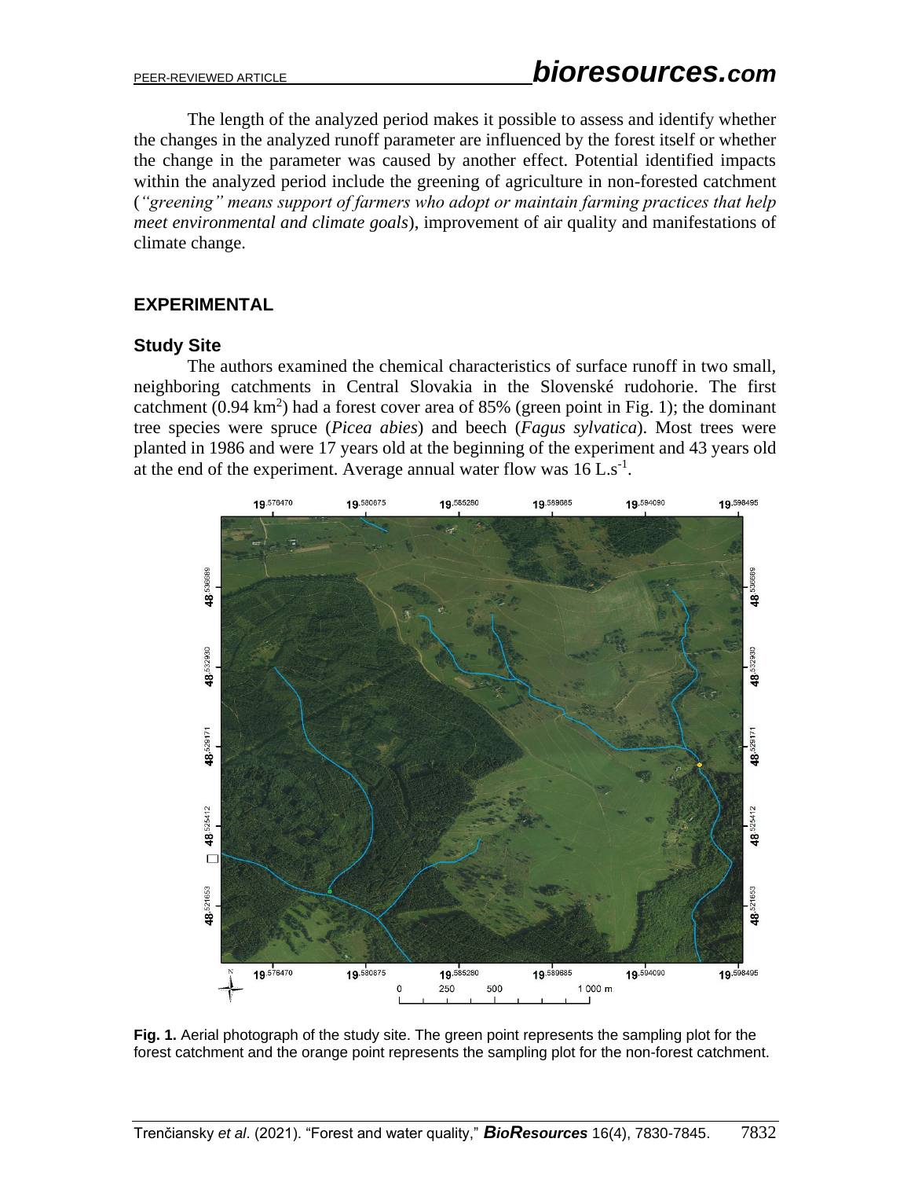The length of the analyzed period makes it possible to assess and identify whether the changes in the analyzed runoff parameter are influenced by the forest itself or whether the change in the parameter was caused by another effect. Potential identified impacts within the analyzed period include the greening of agriculture in non-forested catchment (*"greening" means support of farmers who adopt or maintain farming practices that help meet environmental and climate goals*), improvement of air quality and manifestations of climate change.

## EXPERIMENTAL

### Study Site

The authors examined the chemical characteristics of surface runoff in two small, neighboring catchments in Central Slovakia in the Slovenské rudohorie. The first catchment (0.94 $km^2$) had a forest cover area of 85% (green point in Fig. 1); the dominant tree species were spruce (*Picea abies*) and beech (*Fagus sylvatica*). Most trees were planted in 1986 and were 17 years old at the beginning of the experiment and 43 years old at the end of the experiment. Average annual water flow was 16 $L.s^{-1}$.

**Fig. 1.** Aerial photograph of the study site. The green point represents the sampling plot for the forest catchment and the orange point represents the sampling plot for the non-forest catchment.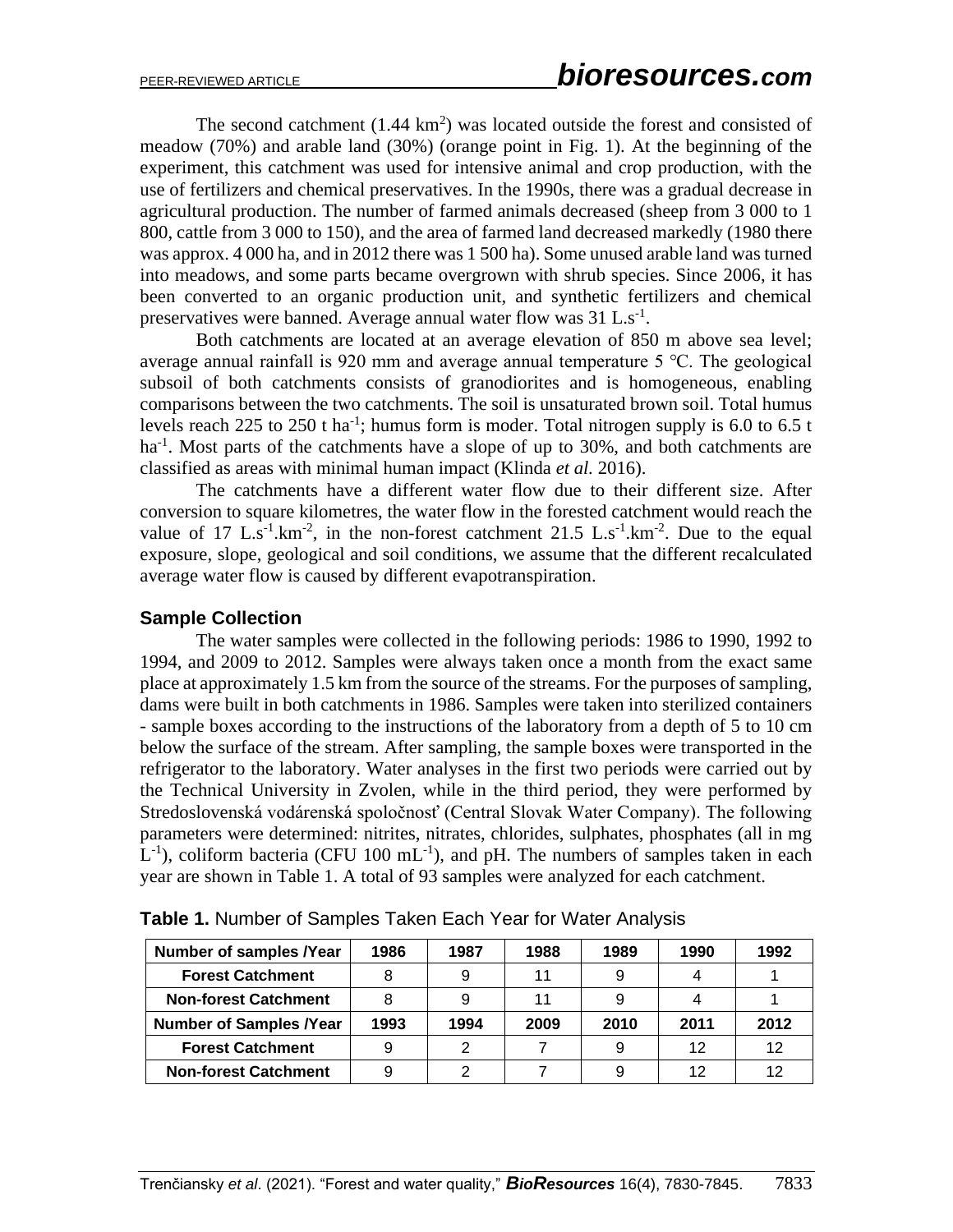The second catchment (1.44 $km^2$) was located outside the forest and consisted of meadow (70%) and arable land (30%) (orange point in Fig. 1). At the beginning of the experiment, this catchment was used for intensive animal and crop production, with the use of fertilizers and chemical preservatives. In the 1990s, there was a gradual decrease in agricultural production. The number of farmed animals decreased (sheep from 3 000 to 1 800, cattle from 3 000 to 150), and the area of farmed land decreased markedly (1980 there was approx. 4 000 ha, and in 2012 there was 1 500 ha). Some unused arable land was turned into meadows, and some parts became overgrown with shrub species. Since 2006, it has been converted to an organic production unit, and synthetic fertilizers and chemical preservatives were banned. Average annual water flow was 31 $L.s^{-1}$.

Both catchments are located at an average elevation of 850 m above sea level; average annual rainfall is 920 mm and average annual temperature 5 °C. The geological subsoil of both catchments consists of granodiorites and is homogeneous, enabling comparisons between the two catchments. The soil is unsaturated brown soil. Total humus levels reach 225 to 250 t $ha^{-1}$; humus form is moder. Total nitrogen supply is 6.0 to 6.5 t $ha^{-1}$. Most parts of the catchments have a slope of up to 30%, and both catchments are classified as areas with minimal human impact (Klinda *et al.* 2016).

The catchments have a different water flow due to their different size. After conversion to square kilometres, the water flow in the forested catchment would reach the value of 17 $L.s^{-1}.km^{-2}$, in the non-forest catchment 21.5 $L.s^{-1}.km^{-2}$. Due to the equal exposure, slope, geological and soil conditions, we assume that the different recalculated average water flow is caused by different evapotranspiration.

### Sample Collection

The water samples were collected in the following periods: 1986 to 1990, 1992 to 1994, and 2009 to 2012. Samples were always taken once a month from the exact same place at approximately 1.5 km from the source of the streams. For the purposes of sampling, dams were built in both catchments in 1986. Samples were taken into sterilized containers - sample boxes according to the instructions of the laboratory from a depth of 5 to 10 cm below the surface of the stream. After sampling, the sample boxes were transported in the refrigerator to the laboratory. Water analyses in the first two periods were carried out by the Technical University in Zvolen, while in the third period, they were performed by Stredoslovenská vodárenská spoločnosť (Central Slovak Water Company). The following parameters were determined: nitrites, nitrates, chlorides, sulphates, phosphates (all in mg $L^{-1}$), coliform bacteria (CFU 100 $mL^{-1}$), and pH. The numbers of samples taken in each year are shown in Table 1. A total of 93 samples were analyzed for each catchment.

**Table 1.** Number of Samples Taken Each Year for Water Analysis

| Number of samples /Year | 1986 | 1987 | 1988 | 1989 | 1990 | 1992 |
|---|---|---|---|---|---|---|
| Forest Catchment | 8 | 9 | 11 | 9 | 4 | 1 |
| Non-forest Catchment | 8 | 9 | 11 | 9 | 4 | 1 |
| **Number of Samples /Year** | **1993** | **1994** | **2009** | **2010** | **2011** | **2012** |
| Forest Catchment | 9 | 2 | 7 | 9 | 12 | 12 |
| Non-forest Catchment | 9 | 2 | 7 | 9 | 12 | 12 |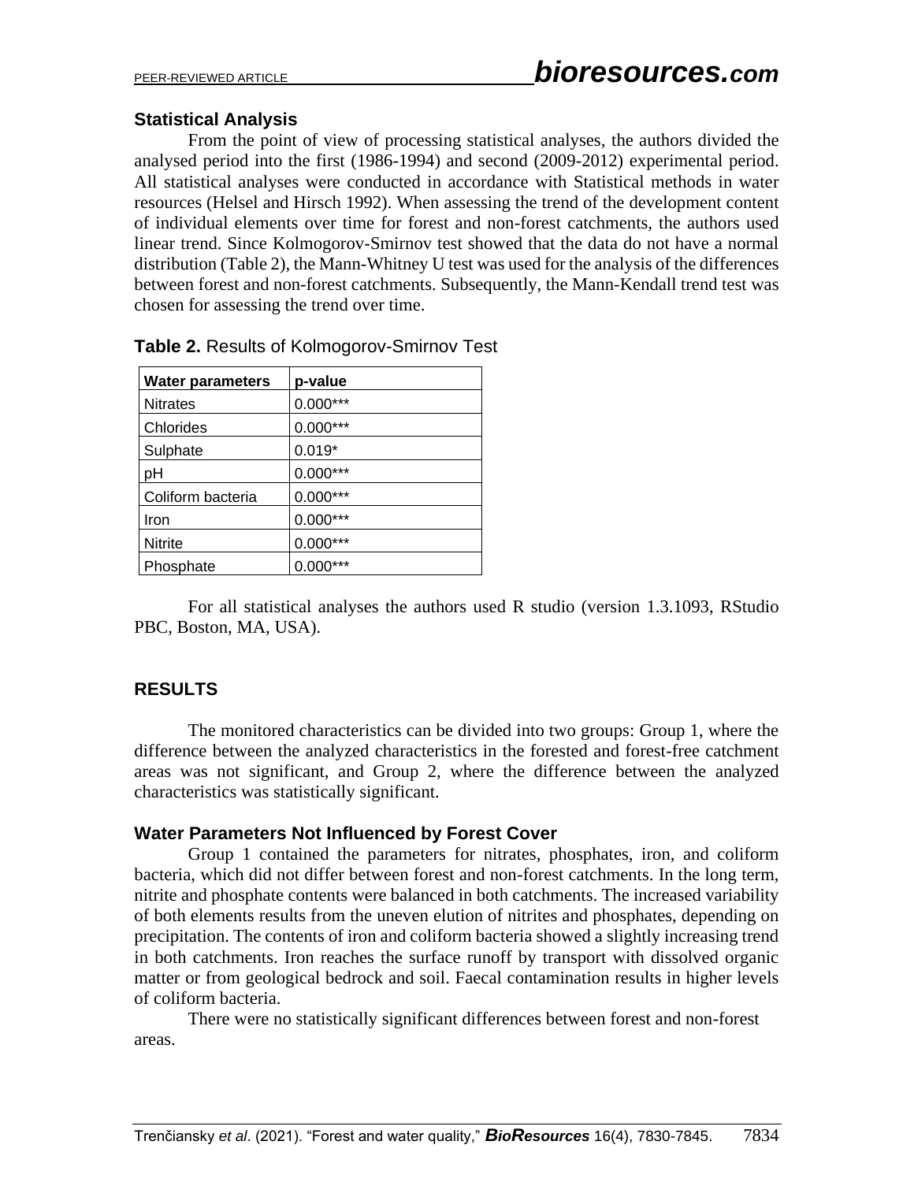### Statistical Analysis

From the point of view of processing statistical analyses, the authors divided the analysed period into the first (1986-1994) and second (2009-2012) experimental period. All statistical analyses were conducted in accordance with Statistical methods in water resources (Helsel and Hirsch 1992). When assessing the trend of the development content of individual elements over time for forest and non-forest catchments, the authors used linear trend. Since Kolmogorov-Smirnov test showed that the data do not have a normal distribution (Table 2), the Mann-Whitney U test was used for the analysis of the differences between forest and non-forest catchments. Subsequently, the Mann-Kendall trend test was chosen for assessing the trend over time.

**Table 2.** Results of Kolmogorov-Smirnov Test

| Water parameters | p-value |
|---|---|
| Nitrates | 0.000*** |
| Chlorides | 0.000*** |
| Sulphate | 0.019* |
| pH | 0.000*** |
| Coliform bacteria | 0.000*** |
| Iron | 0.000*** |
| Nitrite | 0.000*** |
| Phosphate | 0.000*** |

For all statistical analyses the authors used R studio (version 1.3.1093, RStudio PBC, Boston, MA, USA).

## RESULTS

The monitored characteristics can be divided into two groups: Group 1, where the difference between the analyzed characteristics in the forested and forest-free catchment areas was not significant, and Group 2, where the difference between the analyzed characteristics was statistically significant.

### Water Parameters Not Influenced by Forest Cover

Group 1 contained the parameters for nitrates, phosphates, iron, and coliform bacteria, which did not differ between forest and non-forest catchments. In the long term, nitrite and phosphate contents were balanced in both catchments. The increased variability of both elements results from the uneven elution of nitrites and phosphates, depending on precipitation. The contents of iron and coliform bacteria showed a slightly increasing trend in both catchments. Iron reaches the surface runoff by transport with dissolved organic matter or from geological bedrock and soil. Faecal contamination results in higher levels of coliform bacteria.

There were no statistically significant differences between forest and non-forest areas.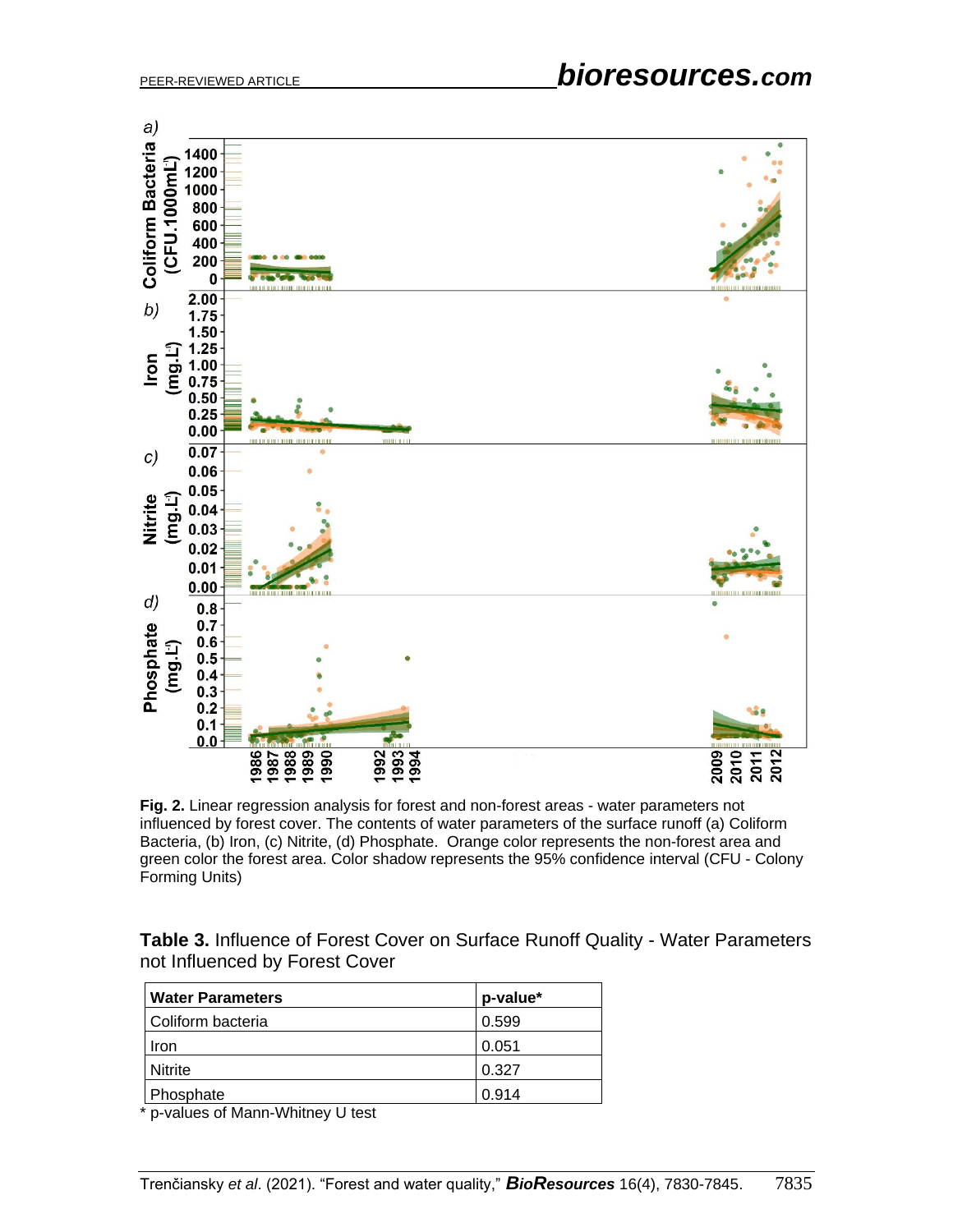**Fig. 2.** Linear regression analysis for forest and non-forest areas - water parameters not influenced by forest cover. The contents of water parameters of the surface runoff (a) Coliform Bacteria, (b) Iron, (c) Nitrite, (d) Phosphate. Orange color represents the non-forest area and green color the forest area. Color shadow represents the 95% confidence interval (CFU - Colony Forming Units)

**Table 3.** Influence of Forest Cover on Surface Runoff Quality - Water Parameters not Influenced by Forest Cover

| Water Parameters | p-value* |
|---|---|
| Coliform bacteria | 0.599 |
| Iron | 0.051 |
| Nitrite | 0.327 |
| Phosphate | 0.914 |

\* p-values of Mann-Whitney U test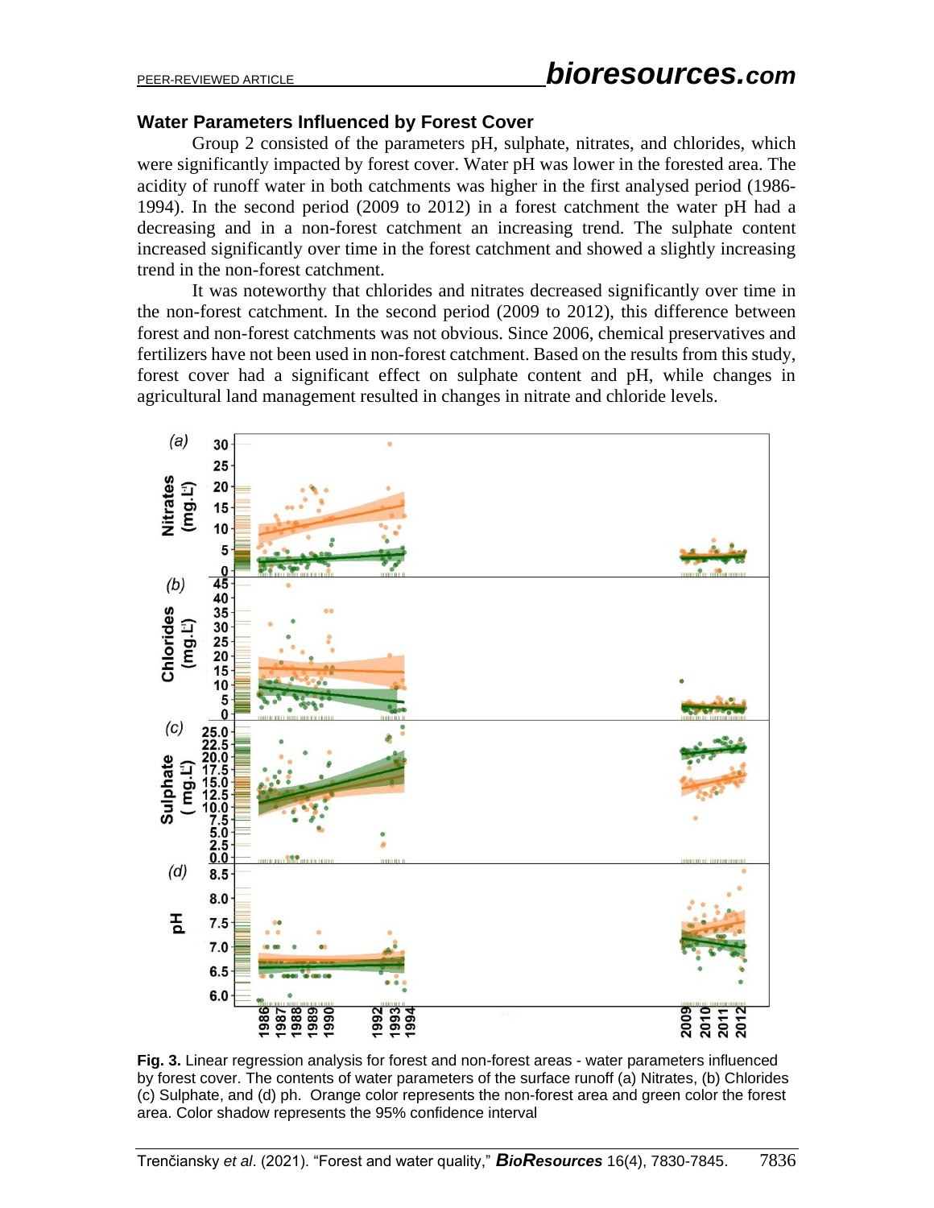### Water Parameters Influenced by Forest Cover

Group 2 consisted of the parameters pH, sulphate, nitrates, and chlorides, which were significantly impacted by forest cover. Water pH was lower in the forested area. The acidity of runoff water in both catchments was higher in the first analysed period (1986-1994). In the second period (2009 to 2012) in a forest catchment the water pH had a decreasing and in a non-forest catchment an increasing trend. The sulphate content increased significantly over time in the forest catchment and showed a slightly increasing trend in the non-forest catchment.

It was noteworthy that chlorides and nitrates decreased significantly over time in the non-forest catchment. In the second period (2009 to 2012), this difference between forest and non-forest catchments was not obvious. Since 2006, chemical preservatives and fertilizers have not been used in non-forest catchment. Based on the results from this study, forest cover had a significant effect on sulphate content and pH, while changes in agricultural land management resulted in changes in nitrate and chloride levels.

**Fig. 3.** Linear regression analysis for forest and non-forest areas - water parameters influenced by forest cover. The contents of water parameters of the surface runoff (a) Nitrates, (b) Chlorides (c) Sulphate, and (d) ph. Orange color represents the non-forest area and green color the forest area. Color shadow represents the 95% confidence interval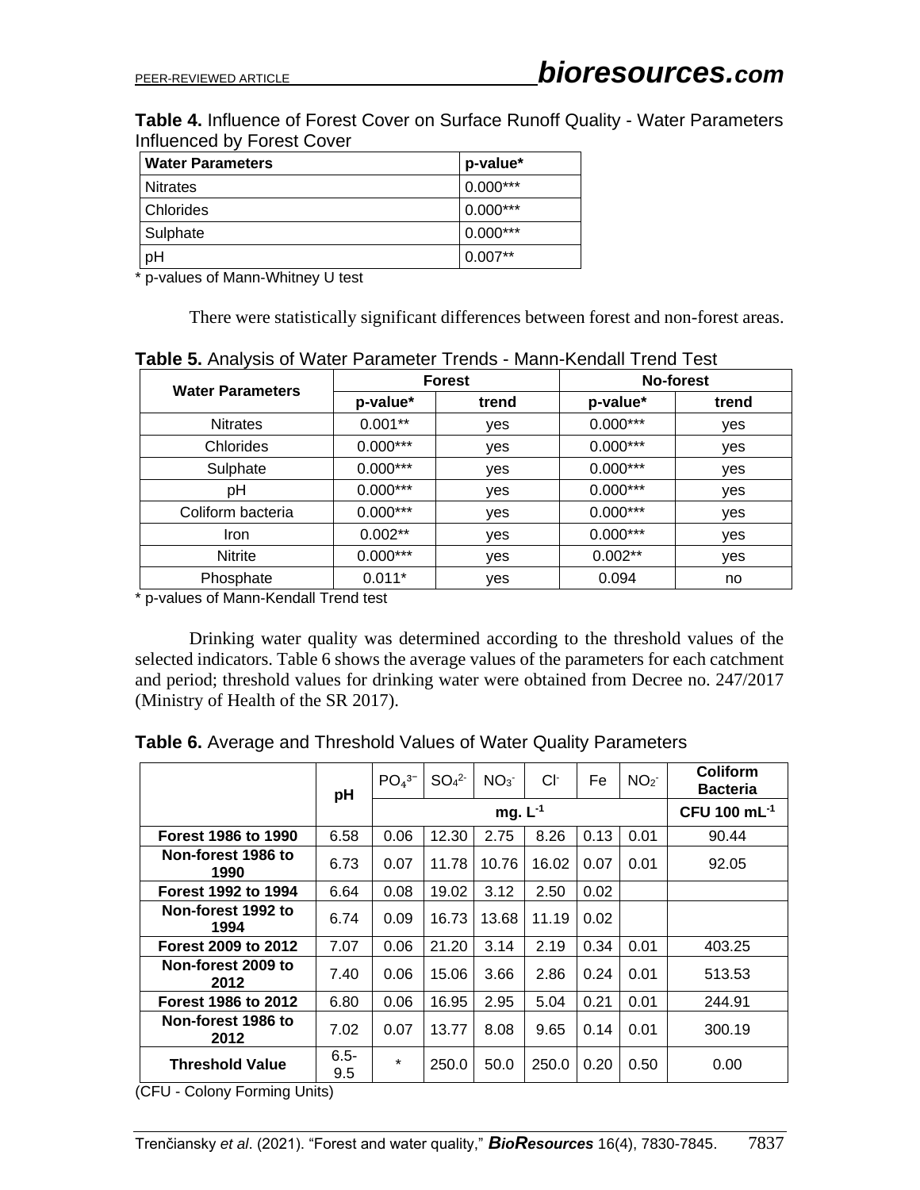**Table 4.** Influence of Forest Cover on Surface Runoff Quality - Water Parameters Influenced by Forest Cover

| Water Parameters | p-value* |
|---|---|
| Nitrates | 0.000*** |
| Chlorides | 0.000*** |
| Sulphate | 0.000*** |
| pH | 0.007** |

* p-values of Mann-Whitney U test

There were statistically significant differences between forest and non-forest areas.

**Table 5.** Analysis of Water Parameter Trends - Mann-Kendall Trend Test

| Water Parameters | Forest | | No-forest | |
|---|---|---|---|---|
| | p-value* | trend | p-value* | trend |
| Nitrates | 0.001** | yes | 0.000*** | yes |
| Chlorides | 0.000*** | yes | 0.000*** | yes |
| Sulphate | 0.000*** | yes | 0.000*** | yes |
| pH | 0.000*** | yes | 0.000*** | yes |
| Coliform bacteria | 0.000*** | yes | 0.000*** | yes |
| Iron | 0.002** | yes | 0.000*** | yes |
| Nitrite | 0.000*** | yes | 0.002** | yes |
| Phosphate | 0.011* | yes | 0.094 | no |

* p-values of Mann-Kendall Trend test

Drinking water quality was determined according to the threshold values of the selected indicators. Table 6 shows the average values of the parameters for each catchment and period; threshold values for drinking water were obtained from Decree no. 247/2017 (Ministry of Health of the SR 2017).

**Table 6.** Average and Threshold Values of Water Quality Parameters

| | pH | $PO_4^{3-}$ | $SO_4^{2-}$ | $NO_3^-$ | $Cl^-$ | Fe | $NO_2^-$ | Coliform Bacteria |
|---|---|---|---|---|---|---|---|---|
| | | mg. $L^{-1}$ | | | | | | CFU 100 $mL^{-1}$ |
| **Forest 1986 to 1990** | 6.58 | 0.06 | 12.30 | 2.75 | 8.26 | 0.13 | 0.01 | 90.44 |
| **Non-forest 1986 to 1990** | 6.73 | 0.07 | 11.78 | 10.76 | 16.02 | 0.07 | 0.01 | 92.05 |
| **Forest 1992 to 1994** | 6.64 | 0.08 | 19.02 | 3.12 | 2.50 | 0.02 | | |
| **Non-forest 1992 to 1994** | 6.74 | 0.09 | 16.73 | 13.68 | 11.19 | 0.02 | | |
| **Forest 2009 to 2012** | 7.07 | 0.06 | 21.20 | 3.14 | 2.19 | 0.34 | 0.01 | 403.25 |
| **Non-forest 2009 to 2012** | 7.40 | 0.06 | 15.06 | 3.66 | 2.86 | 0.24 | 0.01 | 513.53 |
| **Forest 1986 to 2012** | 6.80 | 0.06 | 16.95 | 2.95 | 5.04 | 0.21 | 0.01 | 244.91 |
| **Non-forest 1986 to 2012** | 7.02 | 0.07 | 13.77 | 8.08 | 9.65 | 0.14 | 0.01 | 300.19 |
| **Threshold Value** | 6.5-9.5 | * | 250.0 | 50.0 | 250.0 | 0.20 | 0.50 | 0.00 |

(CFU - Colony Forming Units)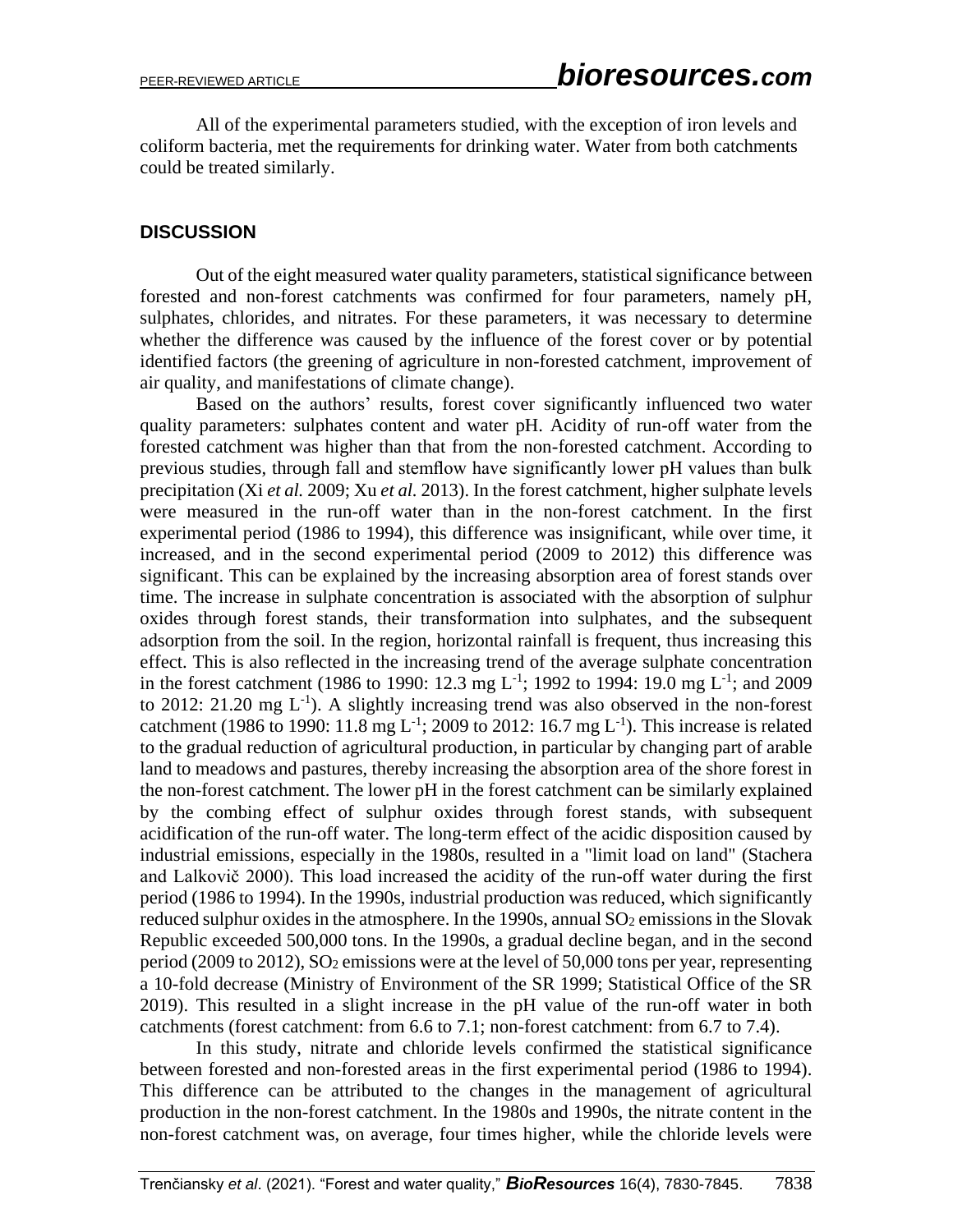All of the experimental parameters studied, with the exception of iron levels and coliform bacteria, met the requirements for drinking water. Water from both catchments could be treated similarly.

## DISCUSSION

Out of the eight measured water quality parameters, statistical significance between forested and non-forest catchments was confirmed for four parameters, namely pH, sulphates, chlorides, and nitrates. For these parameters, it was necessary to determine whether the difference was caused by the influence of the forest cover or by potential identified factors (the greening of agriculture in non-forested catchment, improvement of air quality, and manifestations of climate change).

Based on the authors' results, forest cover significantly influenced two water quality parameters: sulphates content and water pH. Acidity of run-off water from the forested catchment was higher than that from the non-forested catchment. According to previous studies, through fall and stemflow have significantly lower pH values than bulk precipitation (Xi *et al.* 2009; Xu *et al.* 2013). In the forest catchment, higher sulphate levels were measured in the run-off water than in the non-forest catchment. In the first experimental period (1986 to 1994), this difference was insignificant, while over time, it increased, and in the second experimental period (2009 to 2012) this difference was significant. This can be explained by the increasing absorption area of forest stands over time. The increase in sulphate concentration is associated with the absorption of sulphur oxides through forest stands, their transformation into sulphates, and the subsequent adsorption from the soil. In the region, horizontal rainfall is frequent, thus increasing this effect. This is also reflected in the increasing trend of the average sulphate concentration in the forest catchment (1986 to 1990: 12.3 mg $L^{-1}$; 1992 to 1994: 19.0 mg $L^{-1}$; and 2009 to 2012: 21.20 mg $L^{-1}$). A slightly increasing trend was also observed in the non-forest catchment (1986 to 1990: 11.8 mg $L^{-1}$; 2009 to 2012: 16.7 mg $L^{-1}$). This increase is related to the gradual reduction of agricultural production, in particular by changing part of arable land to meadows and pastures, thereby increasing the absorption area of the shore forest in the non-forest catchment. The lower pH in the forest catchment can be similarly explained by the combing effect of sulphur oxides through forest stands, with subsequent acidification of the run-off water. The long-term effect of the acidic disposition caused by industrial emissions, especially in the 1980s, resulted in a "limit load on land" (Stachera and Lalkovič 2000). This load increased the acidity of the run-off water during the first period (1986 to 1994). In the 1990s, industrial production was reduced, which significantly reduced sulphur oxides in the atmosphere. In the 1990s, annual $SO_2$ emissions in the Slovak Republic exceeded 500,000 tons. In the 1990s, a gradual decline began, and in the second period (2009 to 2012), $SO_2$ emissions were at the level of 50,000 tons per year, representing a 10-fold decrease (Ministry of Environment of the SR 1999; Statistical Office of the SR 2019). This resulted in a slight increase in the pH value of the run-off water in both catchments (forest catchment: from 6.6 to 7.1; non-forest catchment: from 6.7 to 7.4).

In this study, nitrate and chloride levels confirmed the statistical significance between forested and non-forested areas in the first experimental period (1986 to 1994). This difference can be attributed to the changes in the management of agricultural production in the non-forest catchment. In the 1980s and 1990s, the nitrate content in the non-forest catchment was, on average, four times higher, while the chloride levels were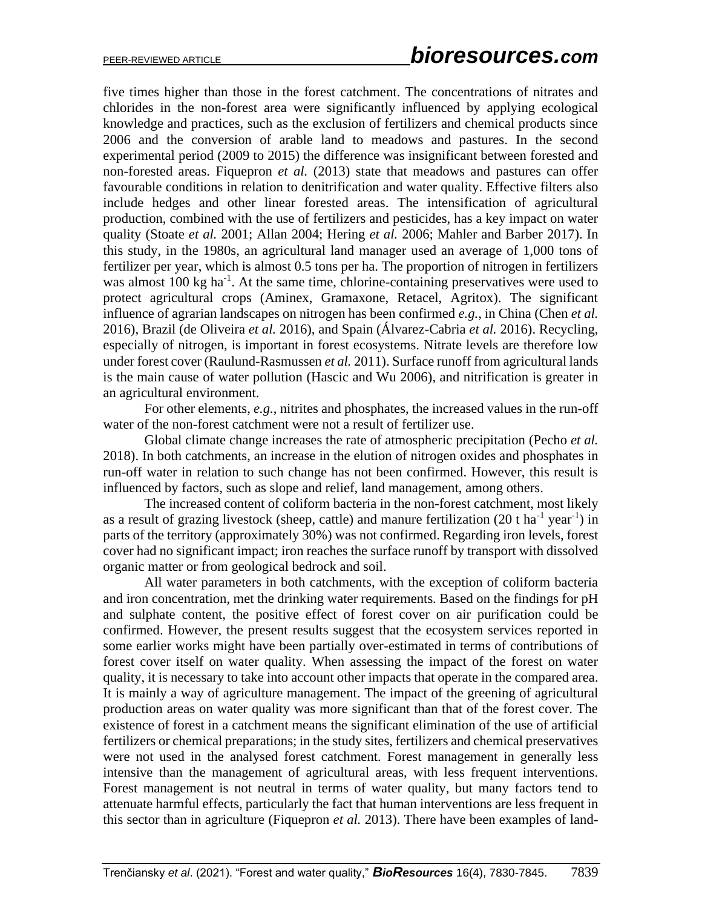five times higher than those in the forest catchment. The concentrations of nitrates and chlorides in the non-forest area were significantly influenced by applying ecological knowledge and practices, such as the exclusion of fertilizers and chemical products since 2006 and the conversion of arable land to meadows and pastures. In the second experimental period (2009 to 2015) the difference was insignificant between forested and non-forested areas. Fiquepron *et al.* (2013) state that meadows and pastures can offer favourable conditions in relation to denitrification and water quality. Effective filters also include hedges and other linear forested areas. The intensification of agricultural production, combined with the use of fertilizers and pesticides, has a key impact on water quality (Stoate *et al.* 2001; Allan 2004; Hering *et al.* 2006; Mahler and Barber 2017). In this study, in the 1980s, an agricultural land manager used an average of 1,000 tons of fertilizer per year, which is almost 0.5 tons per ha. The proportion of nitrogen in fertilizers was almost 100 kg $ha^{-1}$. At the same time, chlorine-containing preservatives were used to protect agricultural crops (Aminex, Gramaxone, Retacel, Agritox). The significant influence of agrarian landscapes on nitrogen has been confirmed *e.g.*, in China (Chen *et al.* 2016), Brazil (de Oliveira *et al.* 2016), and Spain (Álvarez-Cabria *et al.* 2016). Recycling, especially of nitrogen, is important in forest ecosystems. Nitrate levels are therefore low under forest cover (Raulund-Rasmussen *et al.* 2011). Surface runoff from agricultural lands is the main cause of water pollution (Hascic and Wu 2006), and nitrification is greater in an agricultural environment.

For other elements, *e.g.*, nitrites and phosphates, the increased values in the run-off water of the non-forest catchment were not a result of fertilizer use.

Global climate change increases the rate of atmospheric precipitation (Pecho *et al.* 2018). In both catchments, an increase in the elution of nitrogen oxides and phosphates in run-off water in relation to such change has not been confirmed. However, this result is influenced by factors, such as slope and relief, land management, among others.

The increased content of coliform bacteria in the non-forest catchment, most likely as a result of grazing livestock (sheep, cattle) and manure fertilization (20 t $ha^{-1}$ $year^{-1}$) in parts of the territory (approximately 30%) was not confirmed. Regarding iron levels, forest cover had no significant impact; iron reaches the surface runoff by transport with dissolved organic matter or from geological bedrock and soil.

All water parameters in both catchments, with the exception of coliform bacteria and iron concentration, met the drinking water requirements. Based on the findings for pH and sulphate content, the positive effect of forest cover on air purification could be confirmed. However, the present results suggest that the ecosystem services reported in some earlier works might have been partially over-estimated in terms of contributions of forest cover itself on water quality. When assessing the impact of the forest on water quality, it is necessary to take into account other impacts that operate in the compared area. It is mainly a way of agriculture management. The impact of the greening of agricultural production areas on water quality was more significant than that of the forest cover. The existence of forest in a catchment means the significant elimination of the use of artificial fertilizers or chemical preparations; in the study sites, fertilizers and chemical preservatives were not used in the analysed forest catchment. Forest management in generally less intensive than the management of agricultural areas, with less frequent interventions. Forest management is not neutral in terms of water quality, but many factors tend to attenuate harmful effects, particularly the fact that human interventions are less frequent in this sector than in agriculture (Fiquepron *et al.* 2013). There have been examples of land-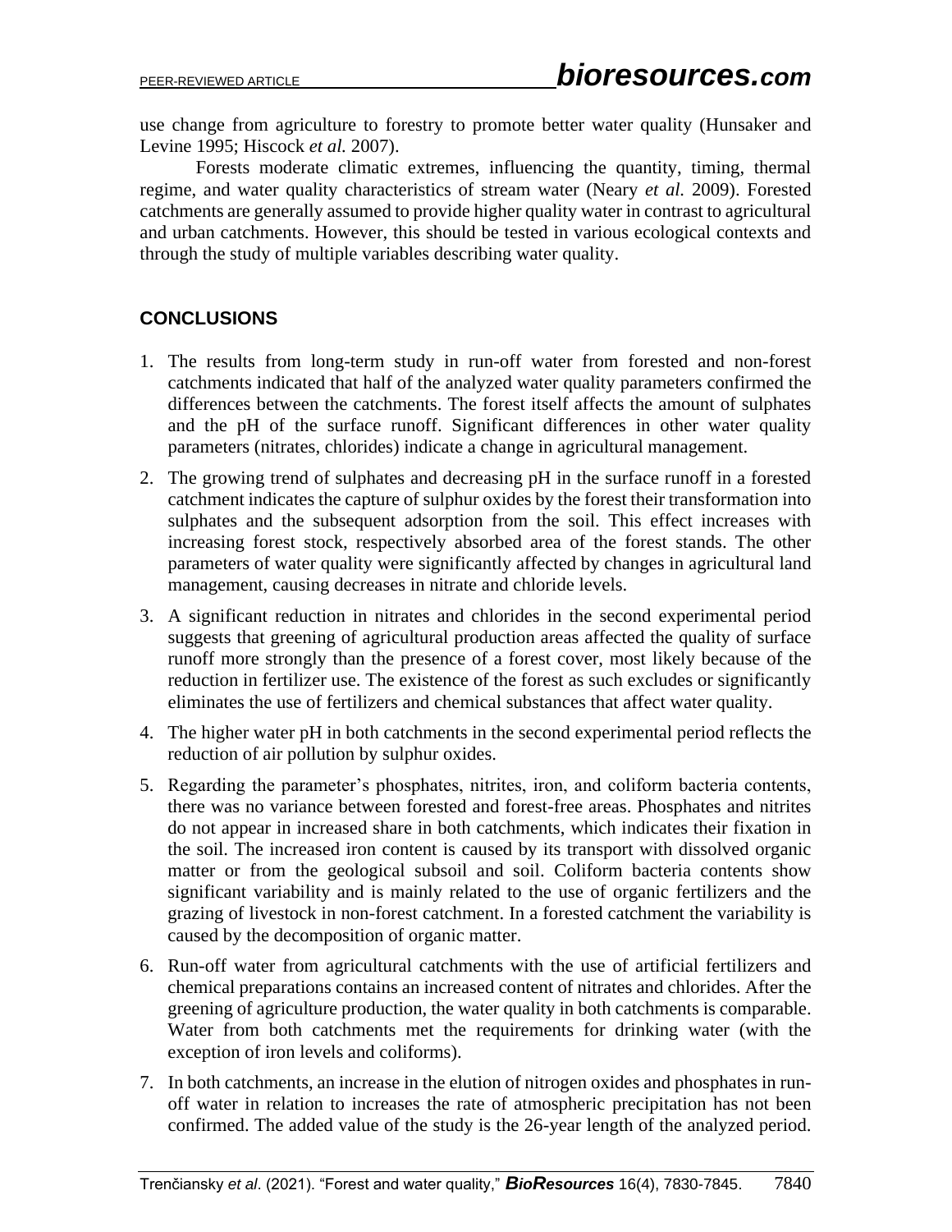use change from agriculture to forestry to promote better water quality (Hunsaker and Levine 1995; Hiscock *et al.* 2007).

Forests moderate climatic extremes, influencing the quantity, timing, thermal regime, and water quality characteristics of stream water (Neary *et al.* 2009). Forested catchments are generally assumed to provide higher quality water in contrast to agricultural and urban catchments. However, this should be tested in various ecological contexts and through the study of multiple variables describing water quality.

## CONCLUSIONS

1. The results from long-term study in run-off water from forested and non-forest catchments indicated that half of the analyzed water quality parameters confirmed the differences between the catchments. The forest itself affects the amount of sulphates and the pH of the surface runoff. Significant differences in other water quality parameters (nitrates, chlorides) indicate a change in agricultural management.
2. The growing trend of sulphates and decreasing pH in the surface runoff in a forested catchment indicates the capture of sulphur oxides by the forest their transformation into sulphates and the subsequent adsorption from the soil. This effect increases with increasing forest stock, respectively absorbed area of the forest stands. The other parameters of water quality were significantly affected by changes in agricultural land management, causing decreases in nitrate and chloride levels.
3. A significant reduction in nitrates and chlorides in the second experimental period suggests that greening of agricultural production areas affected the quality of surface runoff more strongly than the presence of a forest cover, most likely because of the reduction in fertilizer use. The existence of the forest as such excludes or significantly eliminates the use of fertilizers and chemical substances that affect water quality.
4. The higher water pH in both catchments in the second experimental period reflects the reduction of air pollution by sulphur oxides.
5. Regarding the parameter's phosphates, nitrites, iron, and coliform bacteria contents, there was no variance between forested and forest-free areas. Phosphates and nitrites do not appear in increased share in both catchments, which indicates their fixation in the soil. The increased iron content is caused by its transport with dissolved organic matter or from the geological subsoil and soil. Coliform bacteria contents show significant variability and is mainly related to the use of organic fertilizers and the grazing of livestock in non-forest catchment. In a forested catchment the variability is caused by the decomposition of organic matter.
6. Run-off water from agricultural catchments with the use of artificial fertilizers and chemical preparations contains an increased content of nitrates and chlorides. After the greening of agriculture production, the water quality in both catchments is comparable. Water from both catchments met the requirements for drinking water (with the exception of iron levels and coliforms).
7. In both catchments, an increase in the elution of nitrogen oxides and phosphates in run-off water in relation to increases the rate of atmospheric precipitation has not been confirmed. The added value of the study is the 26-year length of the analyzed period.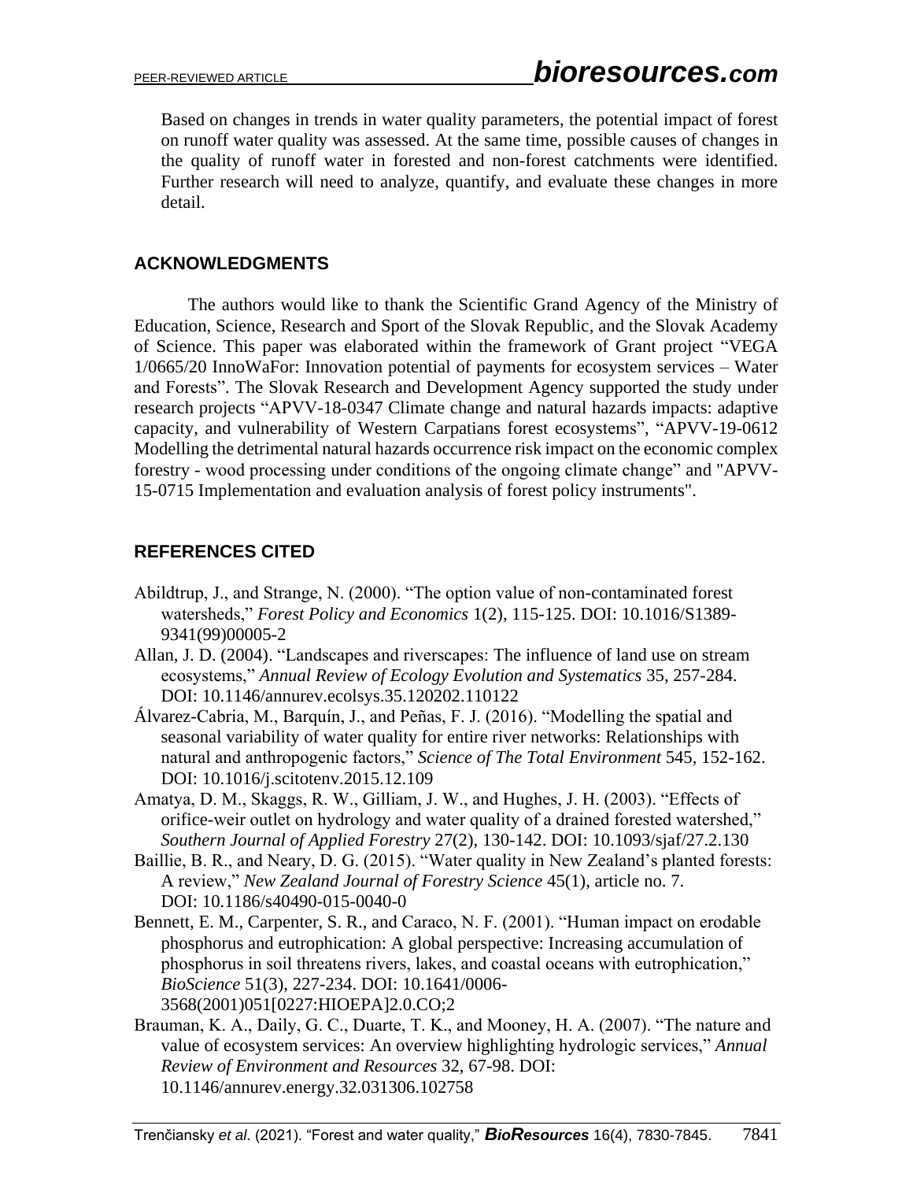Based on changes in trends in water quality parameters, the potential impact of forest on runoff water quality was assessed. At the same time, possible causes of changes in the quality of runoff water in forested and non-forest catchments were identified. Further research will need to analyze, quantify, and evaluate these changes in more detail.

## ACKNOWLEDGMENTS

The authors would like to thank the Scientific Grand Agency of the Ministry of Education, Science, Research and Sport of the Slovak Republic, and the Slovak Academy of Science. This paper was elaborated within the framework of Grant project "VEGA 1/0665/20 InnoWaFor: Innovation potential of payments for ecosystem services – Water and Forests". The Slovak Research and Development Agency supported the study under research projects "APVV-18-0347 Climate change and natural hazards impacts: adaptive capacity, and vulnerability of Western Carpatians forest ecosystems", "APVV-19-0612 Modelling the detrimental natural hazards occurrence risk impact on the economic complex forestry - wood processing under conditions of the ongoing climate change" and "APVV-15-0715 Implementation and evaluation analysis of forest policy instruments".

## REFERENCES CITED

Abildtrup, J., and Strange, N. (2000). "The option value of non-contaminated forest watersheds," *Forest Policy and Economics* 1(2), 115-125. DOI: 10.1016/S1389-9341(99)00005-2

Allan, J. D. (2004). "Landscapes and riverscapes: The influence of land use on stream ecosystems," *Annual Review of Ecology Evolution and Systematics* 35, 257-284. DOI: 10.1146/annurev.ecolsys.35.120202.110122

Álvarez-Cabria, M., Barquín, J., and Peñas, F. J. (2016). "Modelling the spatial and seasonal variability of water quality for entire river networks: Relationships with natural and anthropogenic factors," *Science of The Total Environment* 545, 152-162. DOI: 10.1016/j.scitotenv.2015.12.109

Amatya, D. M., Skaggs, R. W., Gilliam, J. W., and Hughes, J. H. (2003). "Effects of orifice-weir outlet on hydrology and water quality of a drained forested watershed," *Southern Journal of Applied Forestry* 27(2), 130-142. DOI: 10.1093/sjaf/27.2.130

Baillie, B. R., and Neary, D. G. (2015). "Water quality in New Zealand's planted forests: A review," *New Zealand Journal of Forestry Science* 45(1), article no. 7. DOI: 10.1186/s40490-015-0040-0

Bennett, E. M., Carpenter, S. R., and Caraco, N. F. (2001). "Human impact on erodable phosphorus and eutrophication: A global perspective: Increasing accumulation of phosphorus in soil threatens rivers, lakes, and coastal oceans with eutrophication," *BioScience* 51(3), 227-234. DOI: 10.1641/0006-3568(2001)051[0227:HIOEPA]2.0.CO;2

Brauman, K. A., Daily, G. C., Duarte, T. K., and Mooney, H. A. (2007). "The nature and value of ecosystem services: An overview highlighting hydrologic services," *Annual Review of Environment and Resources* 32, 67-98. DOI: 10.1146/annurev.energy.32.031306.102758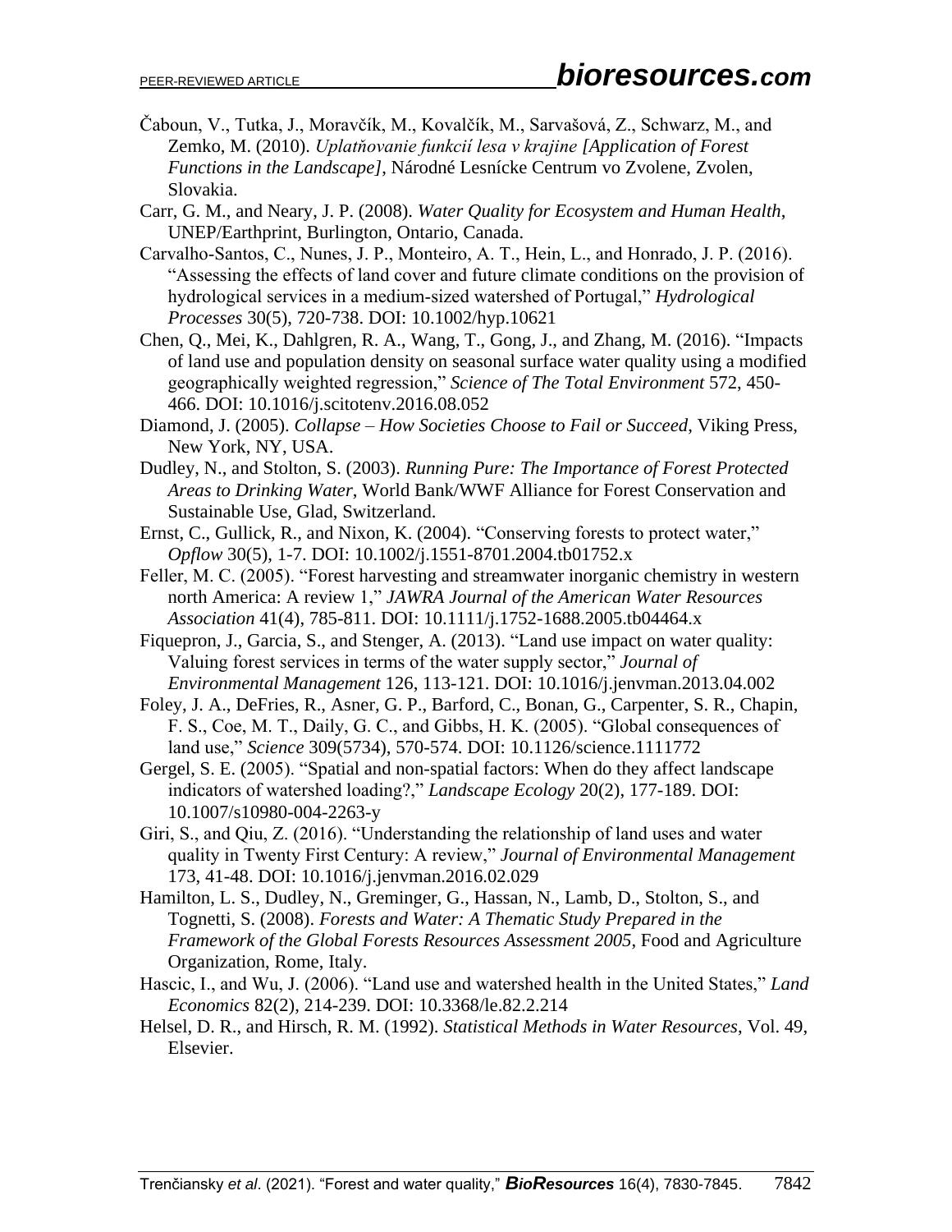Čaboun, V., Tutka, J., Moravčík, M., Kovalčík, M., Sarvašová, Z., Schwarz, M., and Zemko, M. (2010). *Uplatňovanie funkcií lesa v krajine [Application of Forest Functions in the Landscape]*, Národné Lesnícke Centrum vo Zvolene, Zvolen, Slovakia.

Carr, G. M., and Neary, J. P. (2008). *Water Quality for Ecosystem and Human Health*, UNEP/Earthprint, Burlington, Ontario, Canada.

Carvalho-Santos, C., Nunes, J. P., Monteiro, A. T., Hein, L., and Honrado, J. P. (2016). "Assessing the effects of land cover and future climate conditions on the provision of hydrological services in a medium-sized watershed of Portugal," *Hydrological Processes* 30(5), 720-738. DOI: 10.1002/hyp.10621

Chen, Q., Mei, K., Dahlgren, R. A., Wang, T., Gong, J., and Zhang, M. (2016). "Impacts of land use and population density on seasonal surface water quality using a modified geographically weighted regression," *Science of The Total Environment* 572, 450-466. DOI: 10.1016/j.scitotenv.2016.08.052

Diamond, J. (2005). *Collapse – How Societies Choose to Fail or Succeed*, Viking Press, New York, NY, USA.

Dudley, N., and Stolton, S. (2003). *Running Pure: The Importance of Forest Protected Areas to Drinking Water*, World Bank/WWF Alliance for Forest Conservation and Sustainable Use, Glad, Switzerland.

Ernst, C., Gullick, R., and Nixon, K. (2004). "Conserving forests to protect water," *Opflow* 30(5), 1-7. DOI: 10.1002/j.1551-8701.2004.tb01752.x

Feller, M. C. (2005). "Forest harvesting and streamwater inorganic chemistry in western north America: A review 1," *JAWRA Journal of the American Water Resources Association* 41(4), 785-811. DOI: 10.1111/j.1752-1688.2005.tb04464.x

Fiquepron, J., Garcia, S., and Stenger, A. (2013). "Land use impact on water quality: Valuing forest services in terms of the water supply sector," *Journal of Environmental Management* 126, 113-121. DOI: 10.1016/j.jenvman.2013.04.002

Foley, J. A., DeFries, R., Asner, G. P., Barford, C., Bonan, G., Carpenter, S. R., Chapin, F. S., Coe, M. T., Daily, G. C., and Gibbs, H. K. (2005). "Global consequences of land use," *Science* 309(5734), 570-574. DOI: 10.1126/science.1111772

Gergel, S. E. (2005). "Spatial and non-spatial factors: When do they affect landscape indicators of watershed loading?," *Landscape Ecology* 20(2), 177-189. DOI: 10.1007/s10980-004-2263-y

Giri, S., and Qiu, Z. (2016). "Understanding the relationship of land uses and water quality in Twenty First Century: A review," *Journal of Environmental Management* 173, 41-48. DOI: 10.1016/j.jenvman.2016.02.029

Hamilton, L. S., Dudley, N., Greminger, G., Hassan, N., Lamb, D., Stolton, S., and Tognetti, S. (2008). *Forests and Water: A Thematic Study Prepared in the Framework of the Global Forests Resources Assessment 2005*, Food and Agriculture Organization, Rome, Italy.

Hascic, I., and Wu, J. (2006). "Land use and watershed health in the United States," *Land Economics* 82(2), 214-239. DOI: 10.3368/le.82.2.214

Helsel, D. R., and Hirsch, R. M. (1992). *Statistical Methods in Water Resources*, Vol. 49, Elsevier.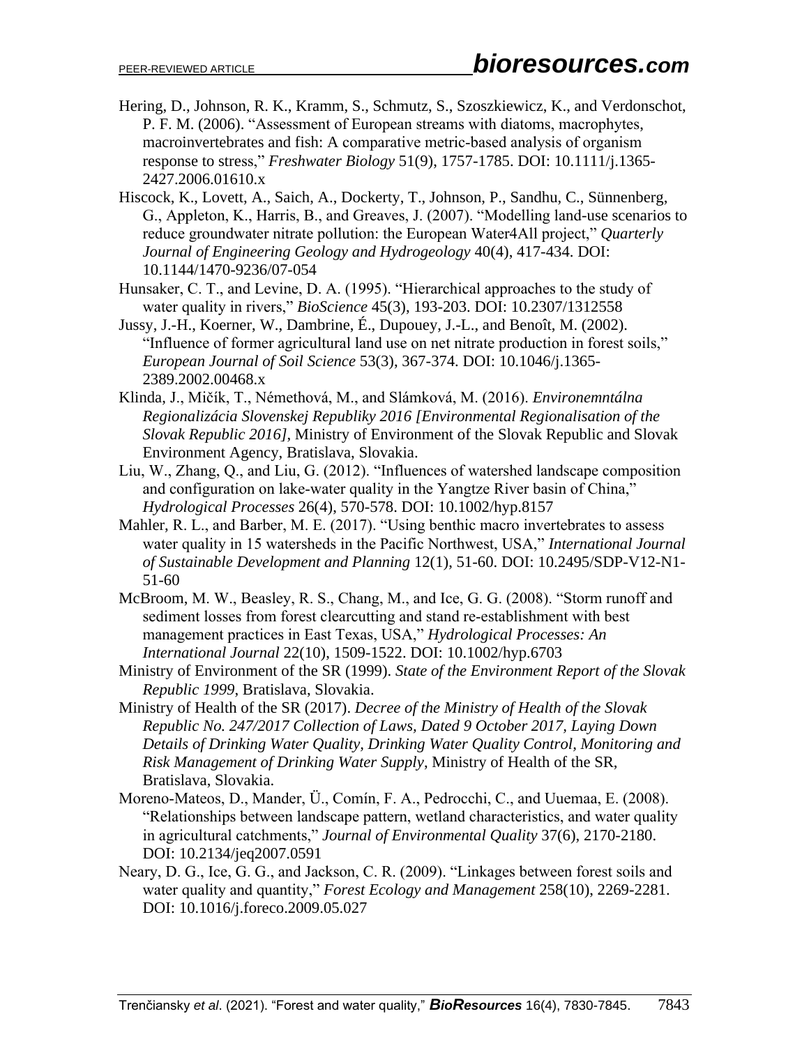Hering, D., Johnson, R. K., Kramm, S., Schmutz, S., Szoszkiewicz, K., and Verdonschot, P. F. M. (2006). "Assessment of European streams with diatoms, macrophytes, macroinvertebrates and fish: A comparative metric-based analysis of organism response to stress," *Freshwater Biology* 51(9), 1757-1785. DOI: 10.1111/j.1365-2427.2006.01610.x

Hiscock, K., Lovett, A., Saich, A., Dockerty, T., Johnson, P., Sandhu, C., Sünnenberg, G., Appleton, K., Harris, B., and Greaves, J. (2007). "Modelling land-use scenarios to reduce groundwater nitrate pollution: the European Water4All project," *Quarterly Journal of Engineering Geology and Hydrogeology* 40(4), 417-434. DOI: 10.1144/1470-9236/07-054

Hunsaker, C. T., and Levine, D. A. (1995). "Hierarchical approaches to the study of water quality in rivers," *BioScience* 45(3), 193-203. DOI: 10.2307/1312558

Jussy, J.-H., Koerner, W., Dambrine, É., Dupouey, J.-L., and Benoît, M. (2002). "Influence of former agricultural land use on net nitrate production in forest soils," *European Journal of Soil Science* 53(3), 367-374. DOI: 10.1046/j.1365-2389.2002.00468.x

Klinda, J., Mičík, T., Némethová, M., and Slámková, M. (2016). *Environemntálna Regionalizácia Slovenskej Republiky 2016 [Environmental Regionalisation of the Slovak Republic 2016]*, Ministry of Environment of the Slovak Republic and Slovak Environment Agency, Bratislava, Slovakia.

Liu, W., Zhang, Q., and Liu, G. (2012). "Influences of watershed landscape composition and configuration on lake-water quality in the Yangtze River basin of China," *Hydrological Processes* 26(4), 570-578. DOI: 10.1002/hyp.8157

Mahler, R. L., and Barber, M. E. (2017). "Using benthic macro invertebrates to assess water quality in 15 watersheds in the Pacific Northwest, USA," *International Journal of Sustainable Development and Planning* 12(1), 51-60. DOI: 10.2495/SDP-V12-N1-51-60

McBroom, M. W., Beasley, R. S., Chang, M., and Ice, G. G. (2008). "Storm runoff and sediment losses from forest clearcutting and stand re-establishment with best management practices in East Texas, USA," *Hydrological Processes: An International Journal* 22(10), 1509-1522. DOI: 10.1002/hyp.6703

Ministry of Environment of the SR (1999). *State of the Environment Report of the Slovak Republic 1999*, Bratislava, Slovakia.

Ministry of Health of the SR (2017). *Decree of the Ministry of Health of the Slovak Republic No. 247/2017 Collection of Laws, Dated 9 October 2017, Laying Down Details of Drinking Water Quality, Drinking Water Quality Control, Monitoring and Risk Management of Drinking Water Supply*, Ministry of Health of the SR, Bratislava, Slovakia.

Moreno-Mateos, D., Mander, Ü., Comín, F. A., Pedrocchi, C., and Uuemaa, E. (2008). "Relationships between landscape pattern, wetland characteristics, and water quality in agricultural catchments," *Journal of Environmental Quality* 37(6), 2170-2180. DOI: 10.2134/jeq2007.0591

Neary, D. G., Ice, G. G., and Jackson, C. R. (2009). "Linkages between forest soils and water quality and quantity," *Forest Ecology and Management* 258(10), 2269-2281. DOI: 10.1016/j.foreco.2009.05.027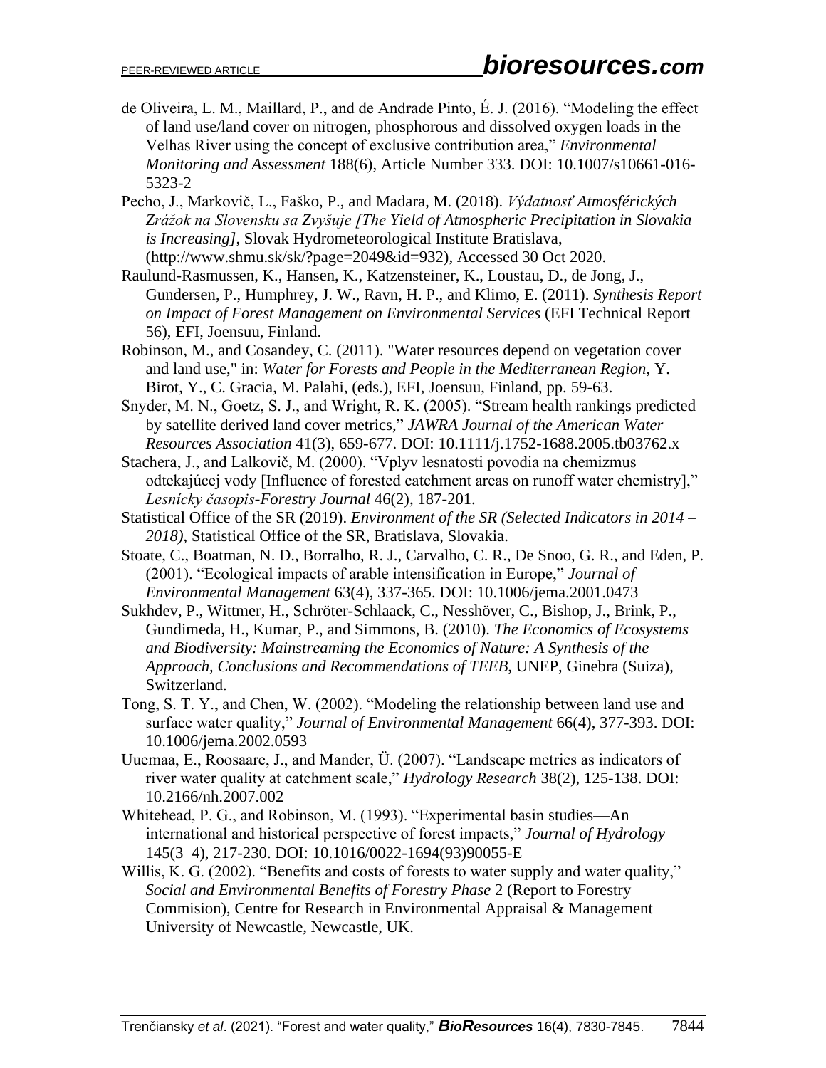de Oliveira, L. M., Maillard, P., and de Andrade Pinto, É. J. (2016). "Modeling the effect of land use/land cover on nitrogen, phosphorous and dissolved oxygen loads in the Velhas River using the concept of exclusive contribution area," *Environmental Monitoring and Assessment* 188(6), Article Number 333. DOI: 10.1007/s10661-016-5323-2

Pecho, J., Markovič, L., Faško, P., and Madara, M. (2018). *Výdatnosť Atmosférických Zrážok na Slovensku sa Zvyšuje [The Yield of Atmospheric Precipitation in Slovakia is Increasing]*, Slovak Hydrometeorological Institute Bratislava, (http://www.shmu.sk/sk/?page=2049&id=932), Accessed 30 Oct 2020.

Raulund-Rasmussen, K., Hansen, K., Katzensteiner, K., Loustau, D., de Jong, J., Gundersen, P., Humphrey, J. W., Ravn, H. P., and Klimo, E. (2011). *Synthesis Report on Impact of Forest Management on Environmental Services* (EFI Technical Report 56), EFI, Joensuu, Finland.

Robinson, M., and Cosandey, C. (2011). "Water resources depend on vegetation cover and land use," in: *Water for Forests and People in the Mediterranean Region*, Y. Birot, Y., C. Gracia, M. Palahi, (eds.), EFI, Joensuu, Finland, pp. 59-63.

Snyder, M. N., Goetz, S. J., and Wright, R. K. (2005). "Stream health rankings predicted by satellite derived land cover metrics," *JAWRA Journal of the American Water Resources Association* 41(3), 659-677. DOI: 10.1111/j.1752-1688.2005.tb03762.x

Stachera, J., and Lalkovič, M. (2000). "Vplyv lesnatosti povodia na chemizmus odtekajúcej vody [Influence of forested catchment areas on runoff water chemistry]," *Lesnícky časopis-Forestry Journal* 46(2), 187-201.

Statistical Office of the SR (2019). *Environment of the SR (Selected Indicators in 2014 – 2018)*, Statistical Office of the SR, Bratislava, Slovakia.

Stoate, C., Boatman, N. D., Borralho, R. J., Carvalho, C. R., De Snoo, G. R., and Eden, P. (2001). "Ecological impacts of arable intensification in Europe," *Journal of Environmental Management* 63(4), 337-365. DOI: 10.1006/jema.2001.0473

Sukhdev, P., Wittmer, H., Schröter-Schlaack, C., Nesshöver, C., Bishop, J., Brink, P., Gundimeda, H., Kumar, P., and Simmons, B. (2010). *The Economics of Ecosystems and Biodiversity: Mainstreaming the Economics of Nature: A Synthesis of the Approach, Conclusions and Recommendations of TEEB*, UNEP, Ginebra (Suiza), Switzerland.

Tong, S. T. Y., and Chen, W. (2002). "Modeling the relationship between land use and surface water quality," *Journal of Environmental Management* 66(4), 377-393. DOI: 10.1006/jema.2002.0593

Uuemaa, E., Roosaare, J., and Mander, Ü. (2007). "Landscape metrics as indicators of river water quality at catchment scale," *Hydrology Research* 38(2), 125-138. DOI: 10.2166/nh.2007.002

Whitehead, P. G., and Robinson, M. (1993). "Experimental basin studies—An international and historical perspective of forest impacts," *Journal of Hydrology* 145(3–4), 217-230. DOI: 10.1016/0022-1694(93)90055-E

Willis, K. G. (2002). "Benefits and costs of forests to water supply and water quality," *Social and Environmental Benefits of Forestry Phase* 2 (Report to Forestry Commision), Centre for Research in Environmental Appraisal & Management University of Newcastle, Newcastle, UK.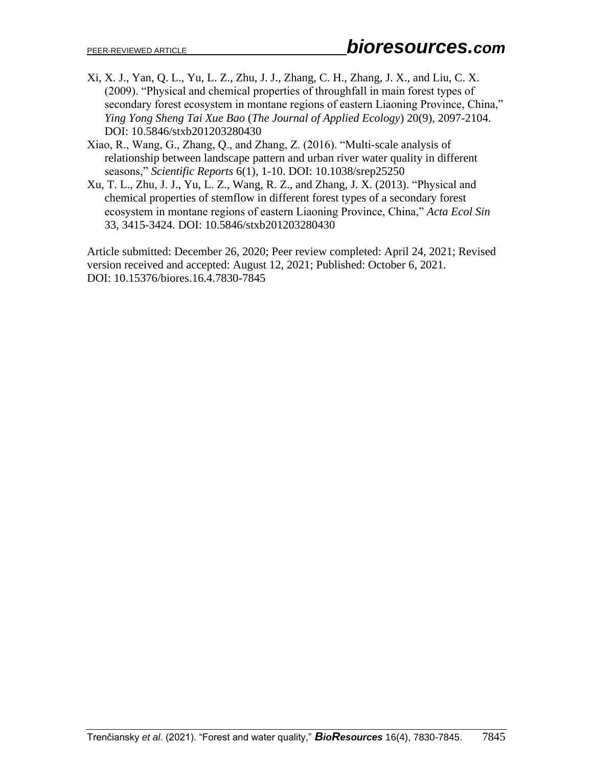Xi, X. J., Yan, Q. L., Yu, L. Z., Zhu, J. J., Zhang, C. H., Zhang, J. X., and Liu, C. X. (2009). "Physical and chemical properties of throughfall in main forest types of secondary forest ecosystem in montane regions of eastern Liaoning Province, China," *Ying Yong Sheng Tai Xue Bao* (*The Journal of Applied Ecology*) 20(9), 2097-2104. DOI: 10.5846/stxb201203280430

Xiao, R., Wang, G., Zhang, Q., and Zhang, Z. (2016). "Multi-scale analysis of relationship between landscape pattern and urban river water quality in different seasons," *Scientific Reports* 6(1), 1-10. DOI: 10.1038/srep25250

Xu, T. L., Zhu, J. J., Yu, L. Z., Wang, R. Z., and Zhang, J. X. (2013). "Physical and chemical properties of stemflow in different forest types of a secondary forest ecosystem in montane regions of eastern Liaoning Province, China," *Acta Ecol Sin* 33, 3415-3424. DOI: 10.5846/stxb201203280430

Article submitted: December 26, 2020; Peer review completed: April 24, 2021; Revised version received and accepted: August 12, 2021; Published: October 6, 2021.
DOI: 10.15376/biores.16.4.7830-7845